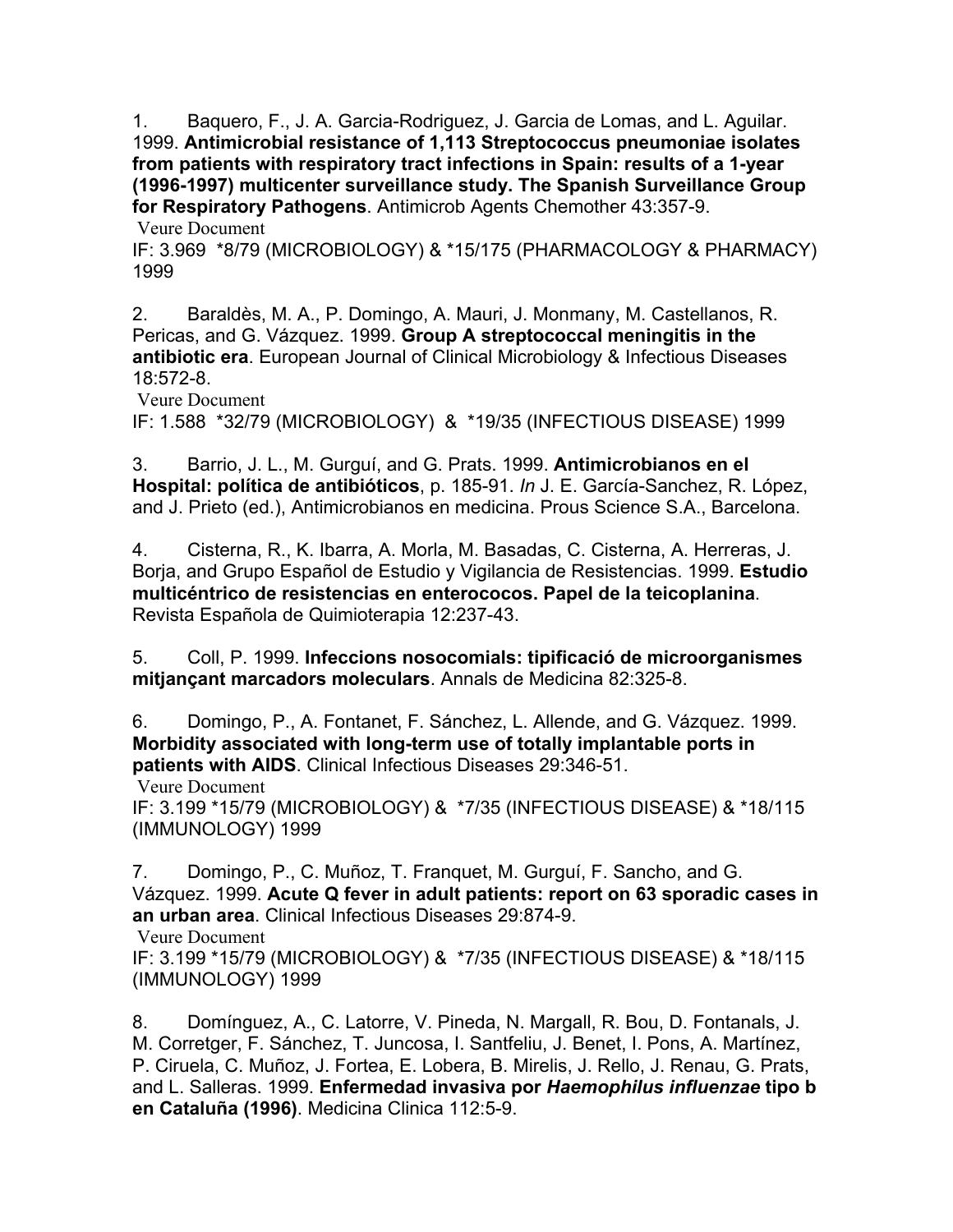1. Baquero, F., J. A. Garcia-Rodriguez, J. Garcia de Lomas, and L. Aguilar. 1999. **Antimicrobial resistance of 1,113 Streptococcus pneumoniae isolates from patients with respiratory tract infections in Spain: results of a 1-year (1996-1997) multicenter surveillance study. The Spanish Surveillance Group for Respiratory Pathogens**. Antimicrob Agents Chemother 43:357-9.
Veure Document
IF: 3.969 *8/79 (MICROBIOLOGY) & *15/175 (PHARMACOLOGY & PHARMACY) 1999

2. Baraldès, M. A., P. Domingo, A. Mauri, J. Monmany, M. Castellanos, R. Pericas, and G. Vázquez. 1999. **Group A streptococcal meningitis in the antibiotic era**. European Journal of Clinical Microbiology & Infectious Diseases 18:572-8.
Veure Document
IF: 1.588 *32/79 (MICROBIOLOGY) & *19/35 (INFECTIOUS DISEASE) 1999

3. Barrio, J. L., M. Gurguí, and G. Prats. 1999. **Antimicrobianos en el Hospital: política de antibióticos**, p. 185-91. *In* J. E. García-Sanchez, R. López, and J. Prieto (ed.), Antimicrobianos en medicina. Prous Science S.A., Barcelona.

4. Cisterna, R., K. Ibarra, A. Morla, M. Basadas, C. Cisterna, A. Herreras, J. Borja, and Grupo Español de Estudio y Vigilancia de Resistencias. 1999. **Estudio multicéntrico de resistencias en enterococos. Papel de la teicoplanina**. Revista Española de Quimioterapia 12:237-43.

5. Coll, P. 1999. **Infeccions nosocomials: tipificació de microorganismes mitjançant marcadors moleculars**. Annals de Medicina 82:325-8.

6. Domingo, P., A. Fontanet, F. Sánchez, L. Allende, and G. Vázquez. 1999. **Morbidity associated with long-term use of totally implantable ports in patients with AIDS**. Clinical Infectious Diseases 29:346-51.
Veure Document
IF: 3.199 *15/79 (MICROBIOLOGY) & *7/35 (INFECTIOUS DISEASE) & *18/115 (IMMUNOLOGY) 1999

7. Domingo, P., C. Muñoz, T. Franquet, M. Gurguí, F. Sancho, and G. Vázquez. 1999. **Acute Q fever in adult patients: report on 63 sporadic cases in an urban area**. Clinical Infectious Diseases 29:874-9.
Veure Document
IF: 3.199 *15/79 (MICROBIOLOGY) & *7/35 (INFECTIOUS DISEASE) & *18/115 (IMMUNOLOGY) 1999

8. Domínguez, A., C. Latorre, V. Pineda, N. Margall, R. Bou, D. Fontanals, J. M. Corretger, F. Sánchez, T. Juncosa, I. Santfeliu, J. Benet, I. Pons, A. Martínez, P. Ciruela, C. Muñoz, J. Fortea, E. Lobera, B. Mirelis, J. Rello, J. Renau, G. Prats, and L. Salleras. 1999. **Enfermedad invasiva por *Haemophilus influenzae* tipo b en Cataluña (1996)**. Medicina Clinica 112:5-9.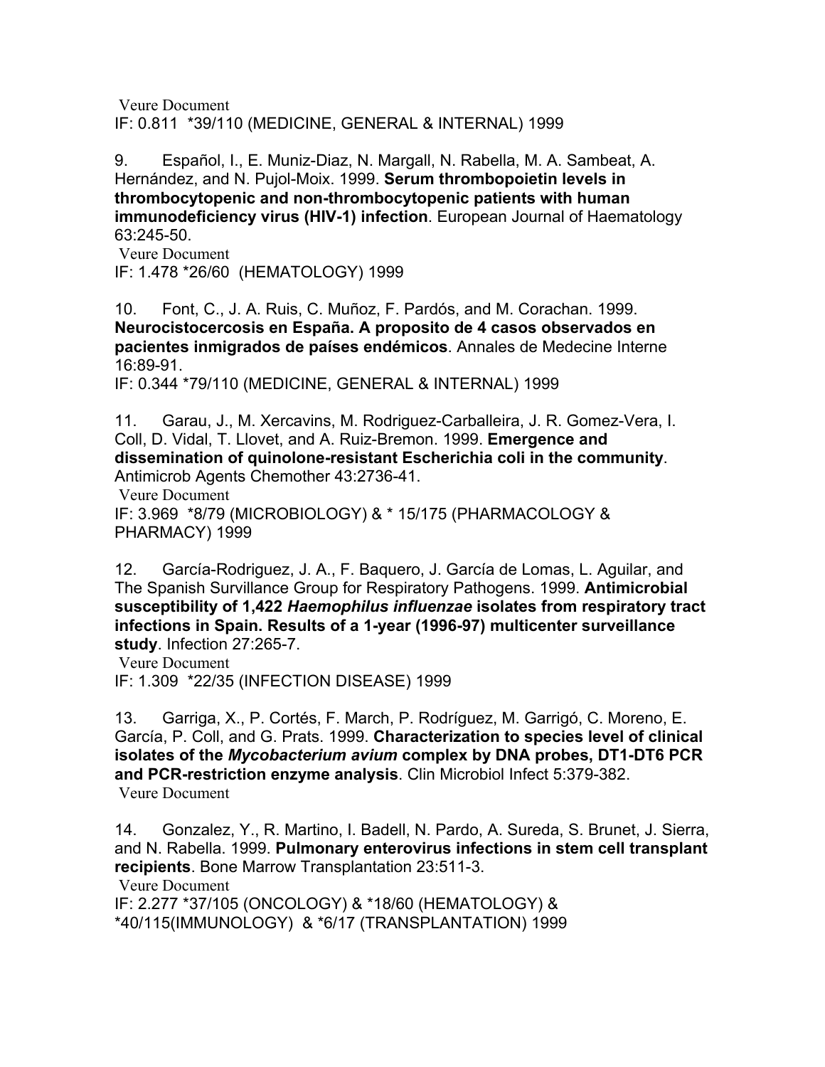Veure Document
IF: 0.811  *39/110 (MEDICINE, GENERAL & INTERNAL) 1999

9. Español, I., E. Muniz-Diaz, N. Margall, N. Rabella, M. A. Sambeat, A. Hernández, and N. Pujol-Moix. 1999. **Serum thrombopoietin levels in thrombocytopenic and non-thrombocytopenic patients with human immunodeficiency virus (HIV-1) infection**. European Journal of Haematology 63:245-50.
Veure Document
IF: 1.478 *26/60  (HEMATOLOGY) 1999

10. Font, C., J. A. Ruis, C. Muñoz, F. Pardós, and M. Corachan. 1999. **Neurocistocercosis en España. A proposito de 4 casos observados en pacientes inmigrados de países endémicos**. Annales de Medecine Interne 16:89-91.
IF: 0.344 *79/110 (MEDICINE, GENERAL & INTERNAL) 1999

11. Garau, J., M. Xercavins, M. Rodriguez-Carballeira, J. R. Gomez-Vera, I. Coll, D. Vidal, T. Llovet, and A. Ruiz-Bremon. 1999. **Emergence and dissemination of quinolone-resistant Escherichia coli in the community**. Antimicrob Agents Chemother 43:2736-41.
Veure Document
IF: 3.969  *8/79 (MICROBIOLOGY) & * 15/175 (PHARMACOLOGY & PHARMACY) 1999

12. García-Rodriguez, J. A., F. Baquero, J. García de Lomas, L. Aguilar, and The Spanish Survillance Group for Respiratory Pathogens. 1999. **Antimicrobial susceptibility of 1,422 *Haemophilus influenzae* isolates from respiratory tract infections in Spain. Results of a 1-year (1996-97) multicenter surveillance study**. Infection 27:265-7.
Veure Document
IF: 1.309  *22/35 (INFECTION DISEASE) 1999

13. Garriga, X., P. Cortés, F. March, P. Rodríguez, M. Garrigó, C. Moreno, E. García, P. Coll, and G. Prats. 1999. **Characterization to species level of clinical isolates of the *Mycobacterium avium* complex by DNA probes, DT1-DT6 PCR and PCR-restriction enzyme analysis**. Clin Microbiol Infect 5:379-382.
Veure Document

14. Gonzalez, Y., R. Martino, I. Badell, N. Pardo, A. Sureda, S. Brunet, J. Sierra, and N. Rabella. 1999. **Pulmonary enterovirus infections in stem cell transplant recipients**. Bone Marrow Transplantation 23:511-3.
Veure Document
IF: 2.277 *37/105 (ONCOLOGY) & *18/60 (HEMATOLOGY) & *40/115(IMMUNOLOGY)  & *6/17 (TRANSPLANTATION) 1999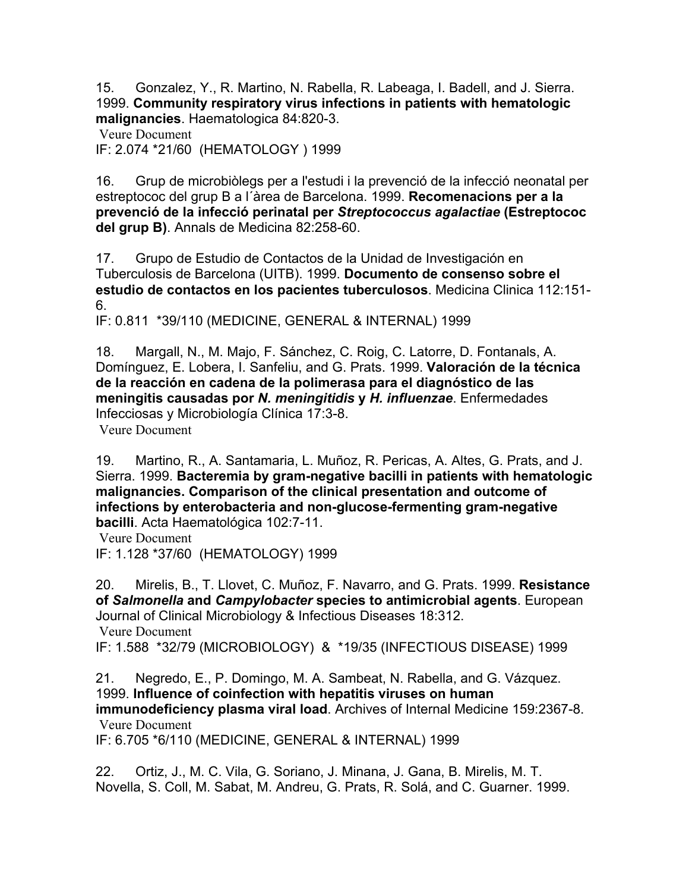15. Gonzalez, Y., R. Martino, N. Rabella, R. Labeaga, I. Badell, and J. Sierra. 1999. **Community respiratory virus infections in patients with hematologic malignancies**. Haematologica 84:820-3.
Veure Document
IF: 2.074 *21/60 (HEMATOLOGY ) 1999

16. Grup de microbiòlegs per a l'estudi i la prevenció de la infecció neonatal per estreptococ del grup B a l´àrea de Barcelona. 1999. **Recomenacions per a la prevenció de la infecció perinatal per *Streptococcus agalactiae* (Estreptococ del grup B)**. Annals de Medicina 82:258-60.

17. Grupo de Estudio de Contactos de la Unidad de Investigación en Tuberculosis de Barcelona (UITB). 1999. **Documento de consenso sobre el estudio de contactos en los pacientes tuberculosos**. Medicina Clinica 112:151-6.
IF: 0.811 *39/110 (MEDICINE, GENERAL & INTERNAL) 1999

18. Margall, N., M. Majo, F. Sánchez, C. Roig, C. Latorre, D. Fontanals, A. Domínguez, E. Lobera, I. Sanfeliu, and G. Prats. 1999. **Valoración de la técnica de la reacción en cadena de la polimerasa para el diagnóstico de las meningitis causadas por *N. meningitidis* y *H. influenzae***. Enfermedades Infecciosas y Microbiología Clínica 17:3-8.
Veure Document

19. Martino, R., A. Santamaria, L. Muñoz, R. Pericas, A. Altes, G. Prats, and J. Sierra. 1999. **Bacteremia by gram-negative bacilli in patients with hematologic malignancies. Comparison of the clinical presentation and outcome of infections by enterobacteria and non-glucose-fermenting gram-negative bacilli**. Acta Haematológica 102:7-11.
Veure Document
IF: 1.128 *37/60 (HEMATOLOGY) 1999

20. Mirelis, B., T. Llovet, C. Muñoz, F. Navarro, and G. Prats. 1999. **Resistance of *Salmonella* and *Campylobacter* species to antimicrobial agents**. European Journal of Clinical Microbiology & Infectious Diseases 18:312.
Veure Document
IF: 1.588 *32/79 (MICROBIOLOGY) & *19/35 (INFECTIOUS DISEASE) 1999

21. Negredo, E., P. Domingo, M. A. Sambeat, N. Rabella, and G. Vázquez. 1999. **Influence of coinfection with hepatitis viruses on human immunodeficiency plasma viral load**. Archives of Internal Medicine 159:2367-8.
Veure Document
IF: 6.705 *6/110 (MEDICINE, GENERAL & INTERNAL) 1999

22. Ortiz, J., M. C. Vila, G. Soriano, J. Minana, J. Gana, B. Mirelis, M. T. Novella, S. Coll, M. Sabat, M. Andreu, G. Prats, R. Solá, and C. Guarner. 1999.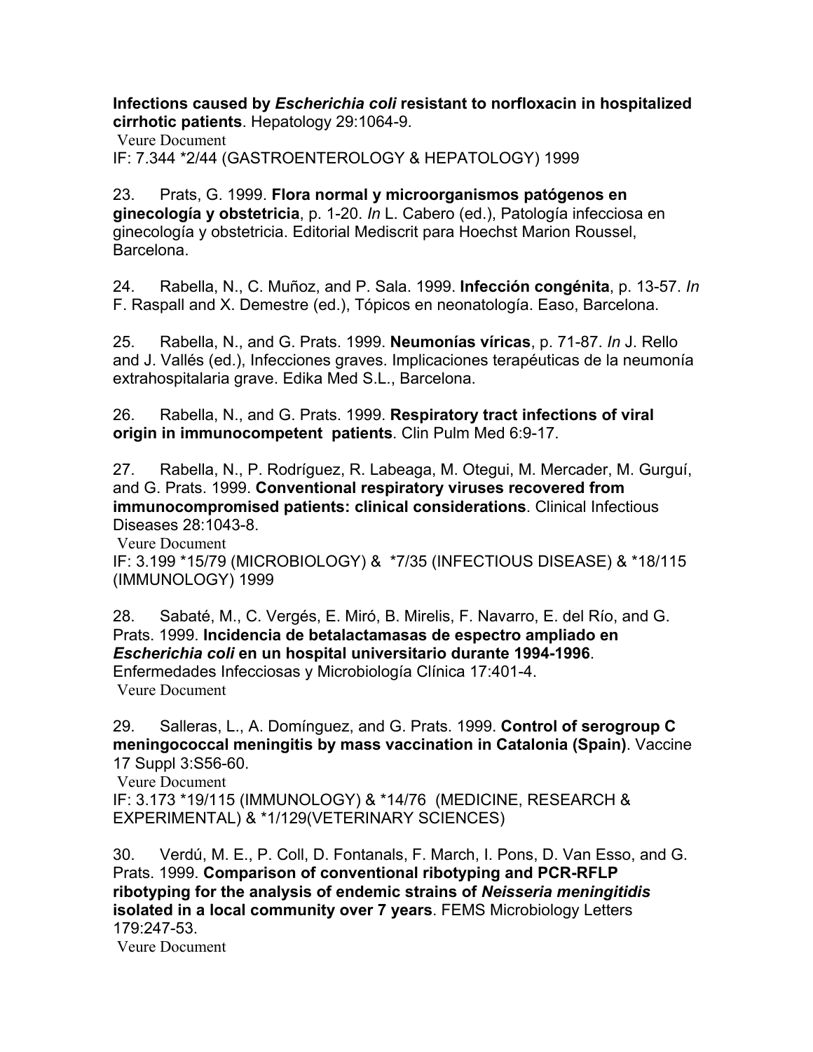**Infections caused by *Escherichia coli* resistant to norfloxacin in hospitalized cirrhotic patients**. Hepatology 29:1064-9.
Veure Document
IF: 7.344 *2/44 (GASTROENTEROLOGY & HEPATOLOGY) 1999

23. Prats, G. 1999. **Flora normal y microorganismos patógenos en ginecología y obstetricia**, p. 1-20. *In* L. Cabero (ed.), Patología infecciosa en ginecología y obstetricia. Editorial Mediscrit para Hoechst Marion Roussel, Barcelona.

24. Rabella, N., C. Muñoz, and P. Sala. 1999. **Infección congénita**, p. 13-57. *In* F. Raspall and X. Demestre (ed.), Tópicos en neonatología. Easo, Barcelona.

25. Rabella, N., and G. Prats. 1999. **Neumonías víricas**, p. 71-87. *In* J. Rello and J. Vallés (ed.), Infecciones graves. Implicaciones terapéuticas de la neumonía extrahospitalaria grave. Edika Med S.L., Barcelona.

26. Rabella, N., and G. Prats. 1999. **Respiratory tract infections of viral origin in immunocompetent patients**. Clin Pulm Med 6:9-17.

27. Rabella, N., P. Rodríguez, R. Labeaga, M. Otegui, M. Mercader, M. Gurguí, and G. Prats. 1999. **Conventional respiratory viruses recovered from immunocompromised patients: clinical considerations**. Clinical Infectious Diseases 28:1043-8.
Veure Document
IF: 3.199 *15/79 (MICROBIOLOGY) & *7/35 (INFECTIOUS DISEASE) & *18/115 (IMMUNOLOGY) 1999

28. Sabaté, M., C. Vergés, E. Miró, B. Mirelis, F. Navarro, E. del Río, and G. Prats. 1999. **Incidencia de betalactamasas de espectro ampliado en *Escherichia coli* en un hospital universitario durante 1994-1996**. Enfermedades Infecciosas y Microbiología Clínica 17:401-4.
Veure Document

29. Salleras, L., A. Domínguez, and G. Prats. 1999. **Control of serogroup C meningococcal meningitis by mass vaccination in Catalonia (Spain)**. Vaccine 17 Suppl 3:S56-60.
Veure Document
IF: 3.173 *19/115 (IMMUNOLOGY) & *14/76 (MEDICINE, RESEARCH & EXPERIMENTAL) & *1/129(VETERINARY SCIENCES)

30. Verdú, M. E., P. Coll, D. Fontanals, F. March, I. Pons, D. Van Esso, and G. Prats. 1999. **Comparison of conventional ribotyping and PCR-RFLP ribotyping for the analysis of endemic strains of *Neisseria meningitidis* isolated in a local community over 7 years**. FEMS Microbiology Letters 179:247-53.
Veure Document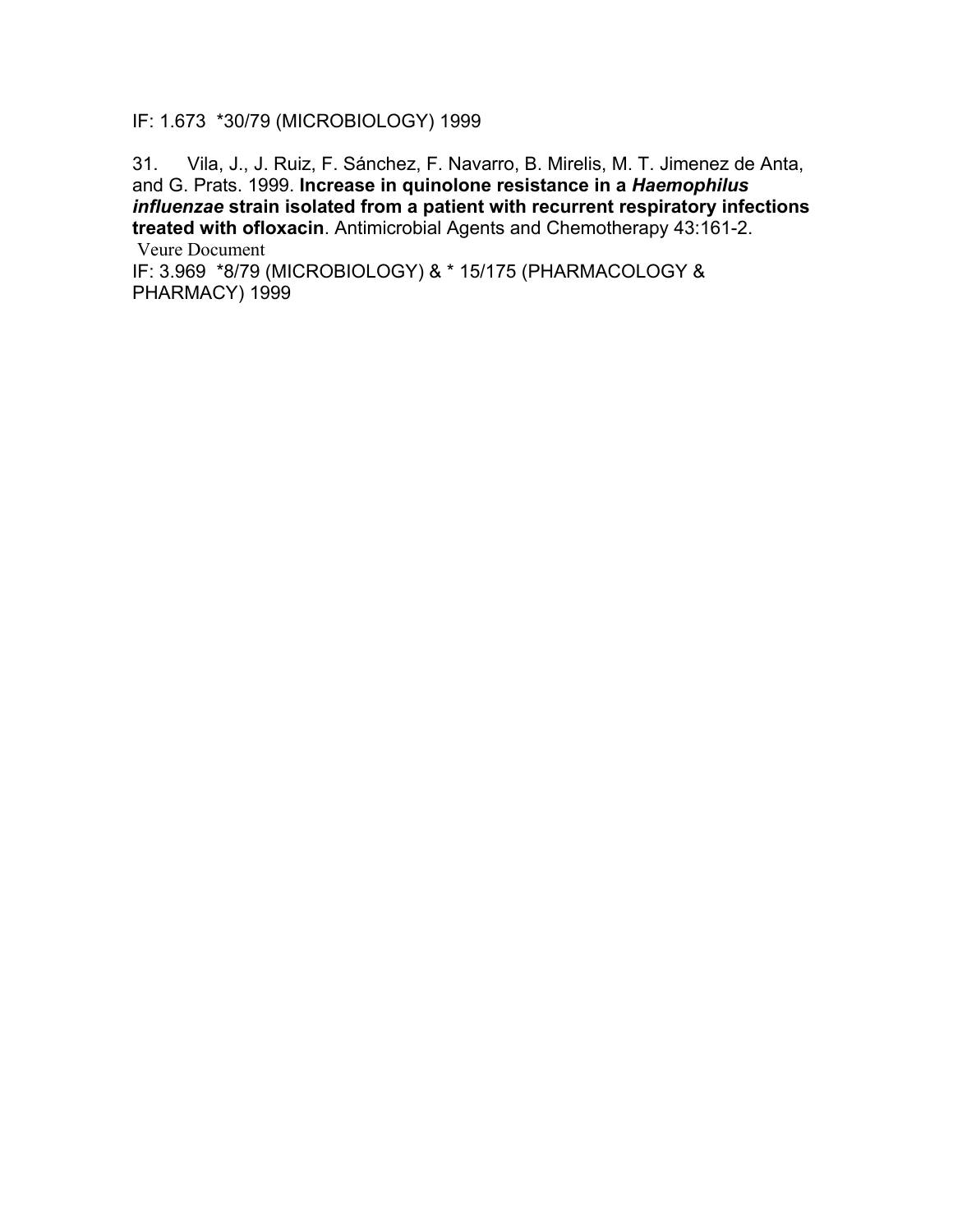IF: 1.673 *30/79 (MICROBIOLOGY) 1999

31. Vila, J., J. Ruiz, F. Sánchez, F. Navarro, B. Mirelis, M. T. Jimenez de Anta, and G. Prats. 1999. **Increase in quinolone resistance in a *Haemophilus influenzae* strain isolated from a patient with recurrent respiratory infections treated with ofloxacin**. Antimicrobial Agents and Chemotherapy 43:161-2.
Veure Document
IF: 3.969 *8/79 (MICROBIOLOGY) & * 15/175 (PHARMACOLOGY & PHARMACY) 1999